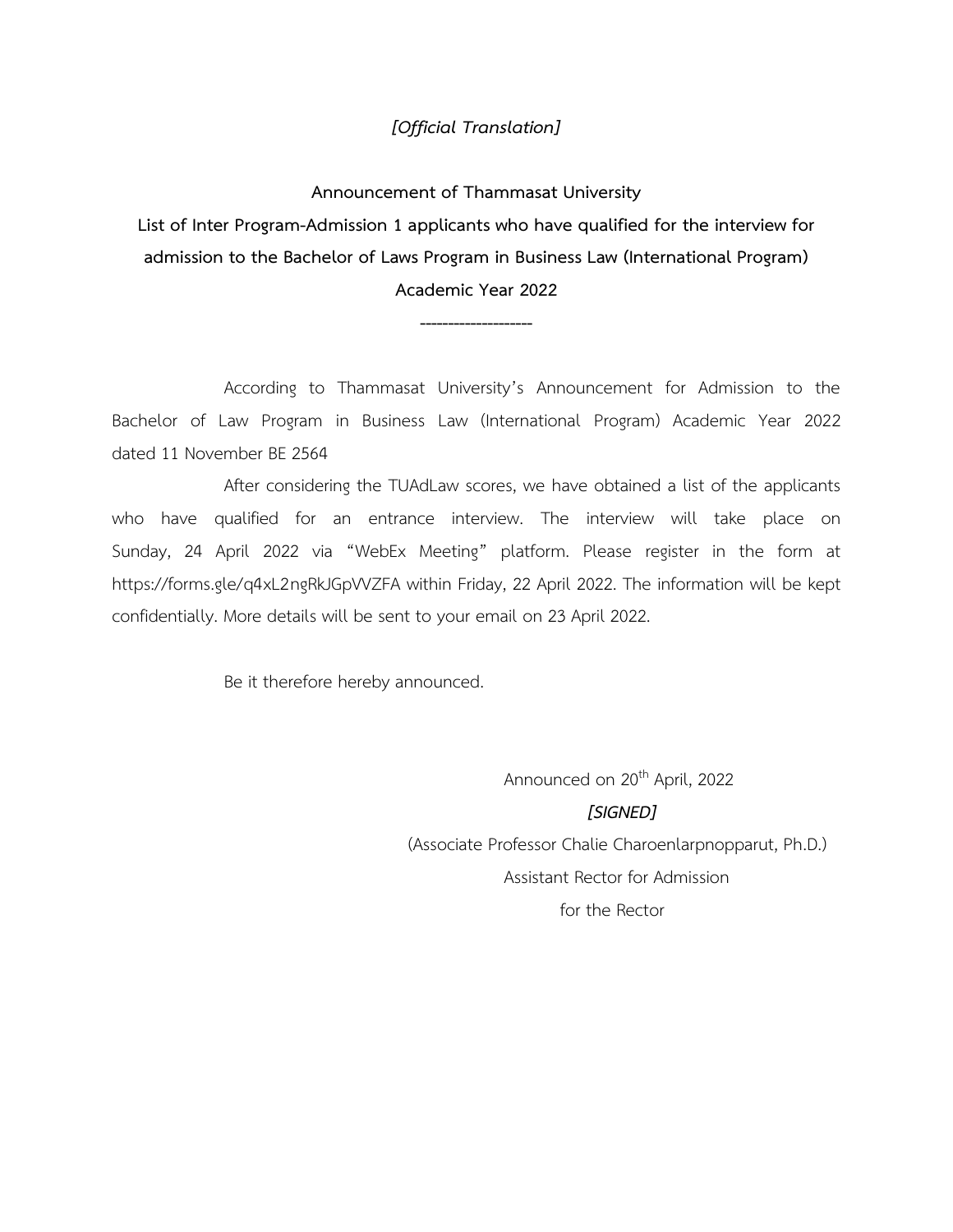*[Official Translation]*

**Announcement of Thammasat University**

**List of Inter Program-Admission 1 applicants who have qualified for the interview for admission to the Bachelor of Laws Program in Business Law (International Program) Academic Year 2022**

--------------------

According to Thammasat University's Announcement for Admission to the Bachelor of Law Program in Business Law (International Program) Academic Year 2022 dated 11 November BE 2564

After considering the TUAdLaw scores, we have obtained a list of the applicants who have qualified for an entrance interview. The interview will take place on Sunday, 24 April 2022 via "WebEx Meeting" platform. Please register in the form at https://forms.gle/q4xL2ngRkJGpVVZFA within Friday, 22 April 2022. The information will be kept confidentially. More details will be sent to your email on 23 April 2022.

Be it therefore hereby announced.

Announced on 20th April, 2022

***[SIGNED]***

(Associate Professor Chalie Charoenlarpnopparut, Ph.D.)

Assistant Rector for Admission

for the Rector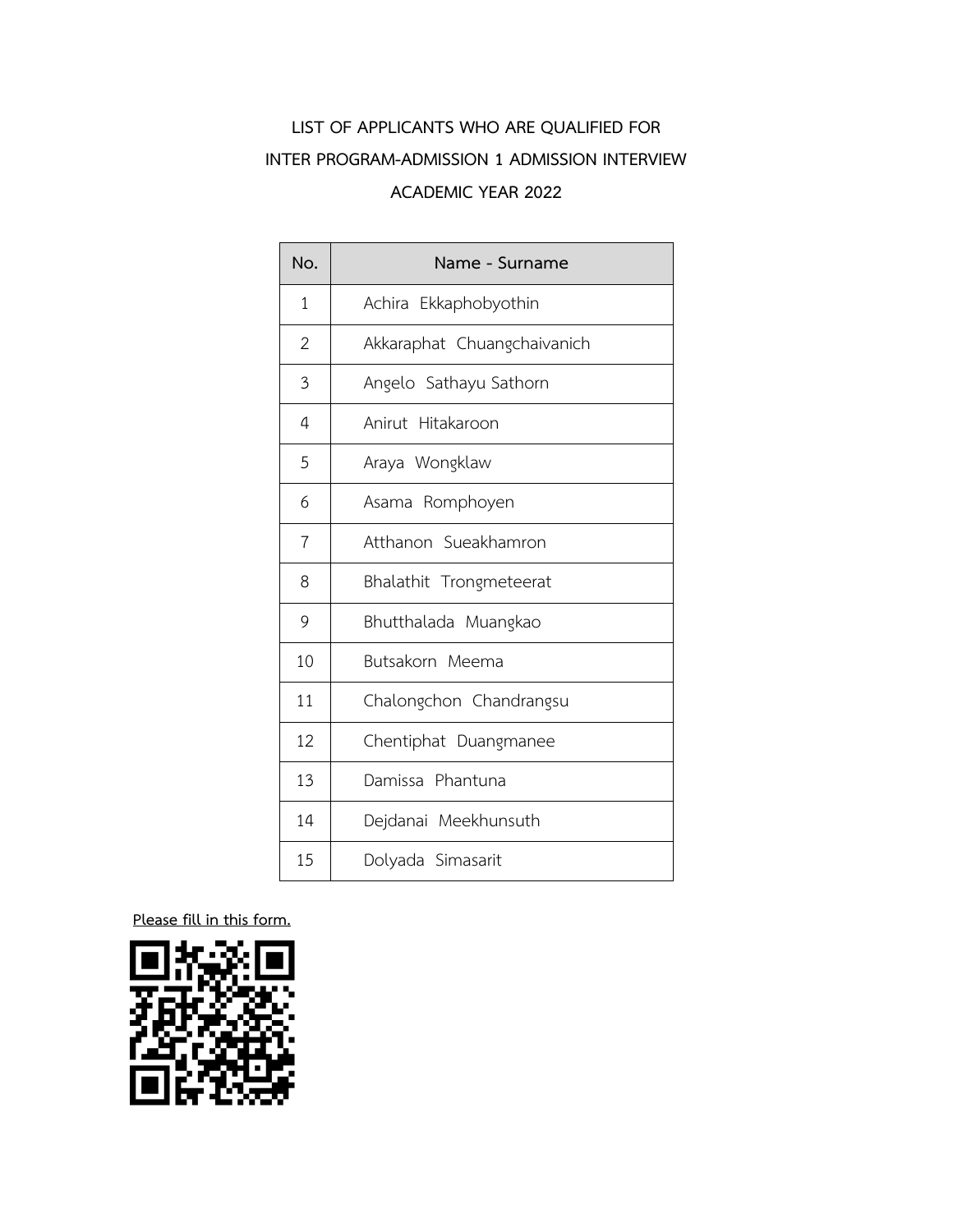# LIST OF APPLICANTS WHO ARE QUALIFIED FOR INTER PROGRAM-ADMISSION 1 ADMISSION INTERVIEW ACADEMIC YEAR 2022

| No. | Name - Surname |
|---|---|
| 1 | Achira Ekkaphobyothin |
| 2 | Akkaraphat Chuangchaivanich |
| 3 | Angelo Sathayu Sathorn |
| 4 | Anirut Hitakaroon |
| 5 | Araya Wongklaw |
| 6 | Asama Romphoyen |
| 7 | Atthanon Sueakhamron |
| 8 | Bhalathit Trongmeteerat |
| 9 | Bhutthalada Muangkao |
| 10 | Butsakorn Meema |
| 11 | Chalongchon Chandrangsu |
| 12 | Chentiphat Duangmanee |
| 13 | Damissa Phantuna |
| 14 | Dejdanai Meekhunsuth |
| 15 | Dolyada Simasarit |

**Please fill in this form.**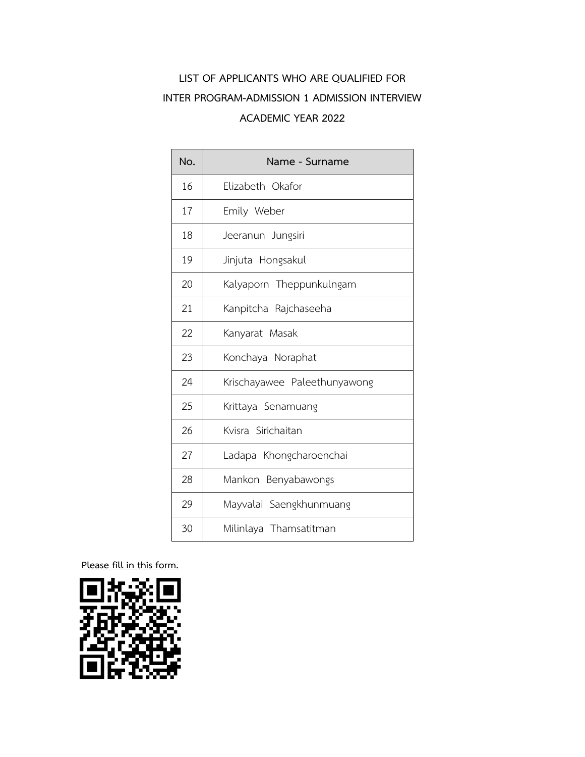# LIST OF APPLICANTS WHO ARE QUALIFIED FOR INTER PROGRAM-ADMISSION 1 ADMISSION INTERVIEW ACADEMIC YEAR 2022

| No. | Name - Surname |
| --- | --- |
| 16 | Elizabeth Okafor |
| 17 | Emily Weber |
| 18 | Jeeranun Jungsiri |
| 19 | Jinjuta Hongsakul |
| 20 | Kalyaporn Theppunkulngam |
| 21 | Kanpitcha Rajchaseeha |
| 22 | Kanyarat Masak |
| 23 | Konchaya Noraphat |
| 24 | Krischayawee Paleethunyawong |
| 25 | Krittaya Senamuang |
| 26 | Kvisra Sirichaitan |
| 27 | Ladapa Khongcharoenchai |
| 28 | Mankon Benyabawongs |
| 29 | Mayvalai Saengkhunmuang |
| 30 | Milinlaya Thamsatitman |

**Please fill in this form.**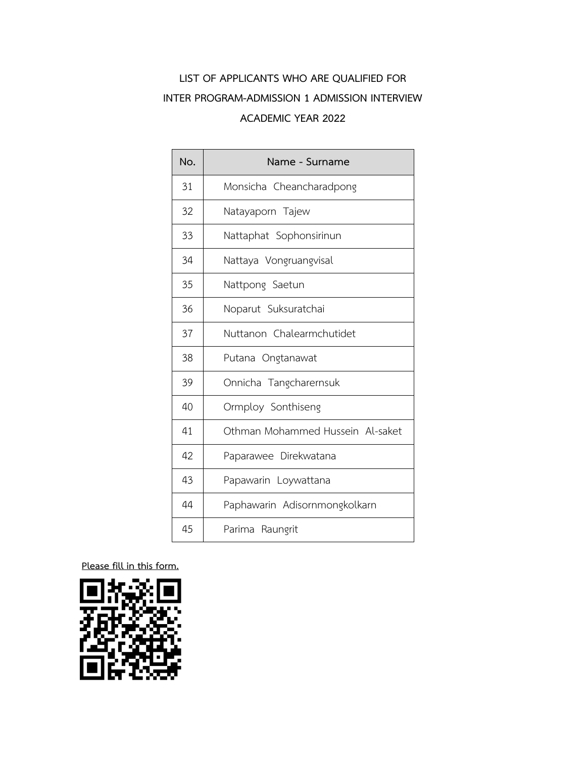**LIST OF APPLICANTS WHO ARE QUALIFIED FOR**
**INTER PROGRAM-ADMISSION 1 ADMISSION INTERVIEW**
**ACADEMIC YEAR 2022**

| No. | Name - Surname |
|---|---|
| 31 | Monsicha Cheancharadpong |
| 32 | Natayaporn Tajew |
| 33 | Nattaphat Sophonsirinun |
| 34 | Nattaya Vongruangvisal |
| 35 | Nattpong Saetun |
| 36 | Noparut Suksuratchai |
| 37 | Nuttanon Chalearmchutidet |
| 38 | Putana Ongtanawat |
| 39 | Onnicha Tangcharernsuk |
| 40 | Ormploy Sonthiseng |
| 41 | Othman Mohammed Hussein Al-saket |
| 42 | Paparawee Direkwatana |
| 43 | Papawarin Loywattana |
| 44 | Paphawarin Adisornmongkolkarn |
| 45 | Parima Raungrit |

**Please fill in this form.**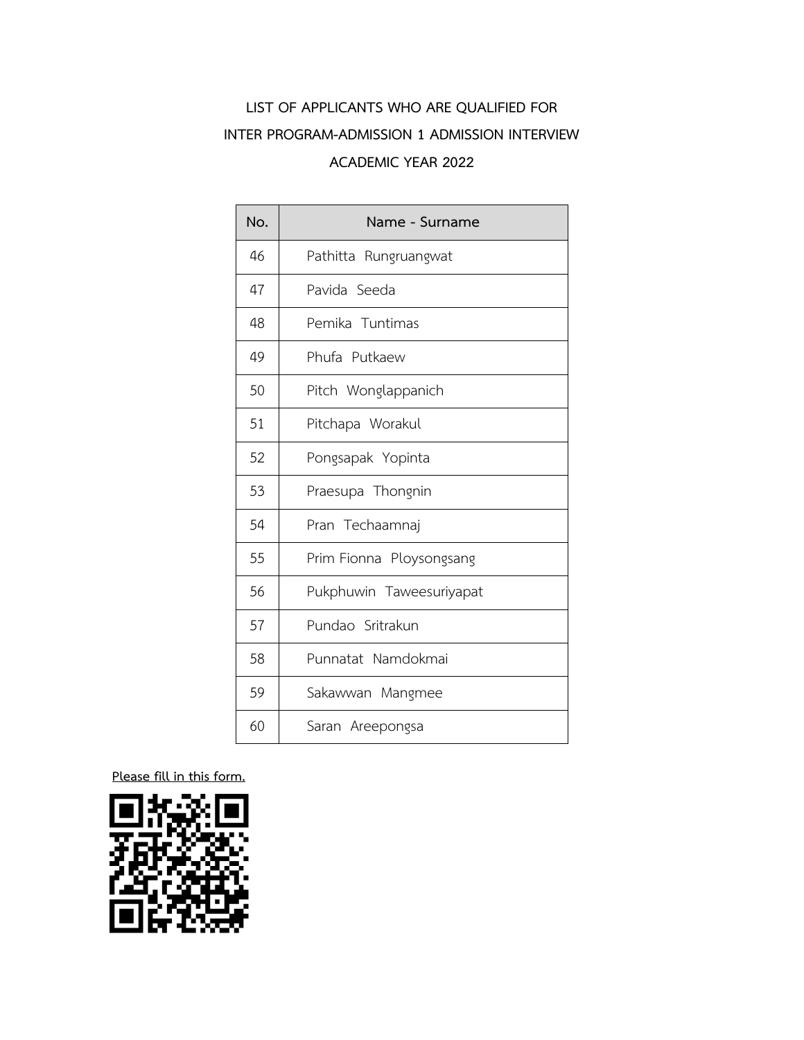**LIST OF APPLICANTS WHO ARE QUALIFIED FOR**
**INTER PROGRAM-ADMISSION 1 ADMISSION INTERVIEW**
**ACADEMIC YEAR 2022**

| No. | Name - Surname |
|---|---|
| 46 | Pathitta Rungruangwat |
| 47 | Pavida Seeda |
| 48 | Pemika Tuntimas |
| 49 | Phufa Putkaew |
| 50 | Pitch Wonglappanich |
| 51 | Pitchapa Worakul |
| 52 | Pongsapak Yopinta |
| 53 | Praesupa Thongnin |
| 54 | Pran Techaamnaj |
| 55 | Prim Fionna Ploysongsang |
| 56 | Pukphuwin Taweesuriyapat |
| 57 | Pundao Sritrakun |
| 58 | Punnatat Namdokmai |
| 59 | Sakawwan Mangmee |
| 60 | Saran Areepongsa |

**Please fill in this form.**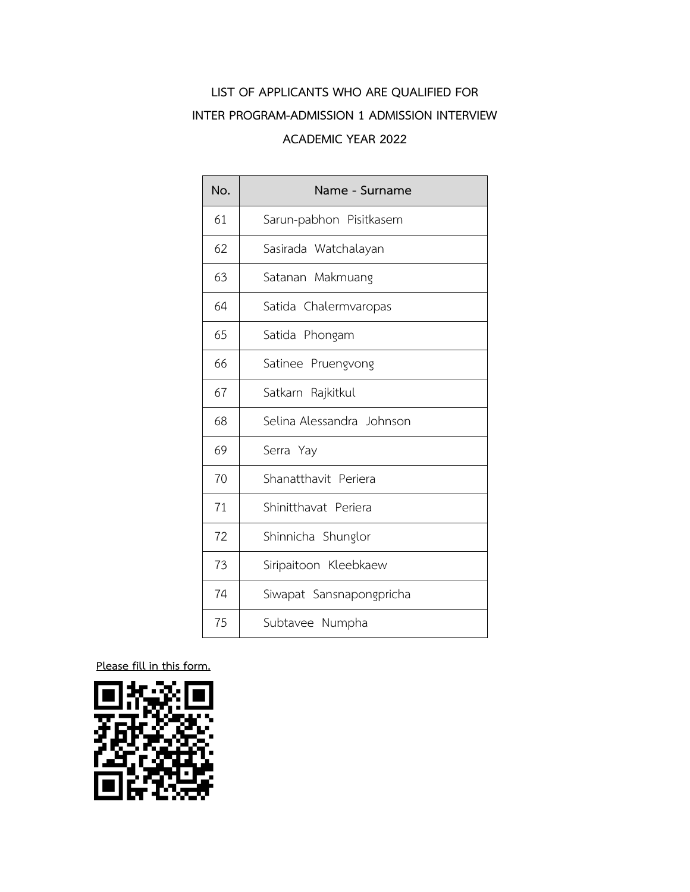# LIST OF APPLICANTS WHO ARE QUALIFIED FOR
# INTER PROGRAM-ADMISSION 1 ADMISSION INTERVIEW
# ACADEMIC YEAR 2022

| No. | Name - Surname |
|---|---|
| 61 | Sarun-pabhon Pisitkasem |
| 62 | Sasirada Watchalayan |
| 63 | Satanan Makmuang |
| 64 | Satida Chalermvaropas |
| 65 | Satida Phongam |
| 66 | Satinee Pruengvong |
| 67 | Satkarn Rajkitkul |
| 68 | Selina Alessandra Johnson |
| 69 | Serra Yay |
| 70 | Shanatthavit Periera |
| 71 | Shinitthavat Periera |
| 72 | Shinnicha Shunglor |
| 73 | Siripaitoon Kleebkaew |
| 74 | Siwapat Sansnapongpricha |
| 75 | Subtavee Numpha |

**Please fill in this form.**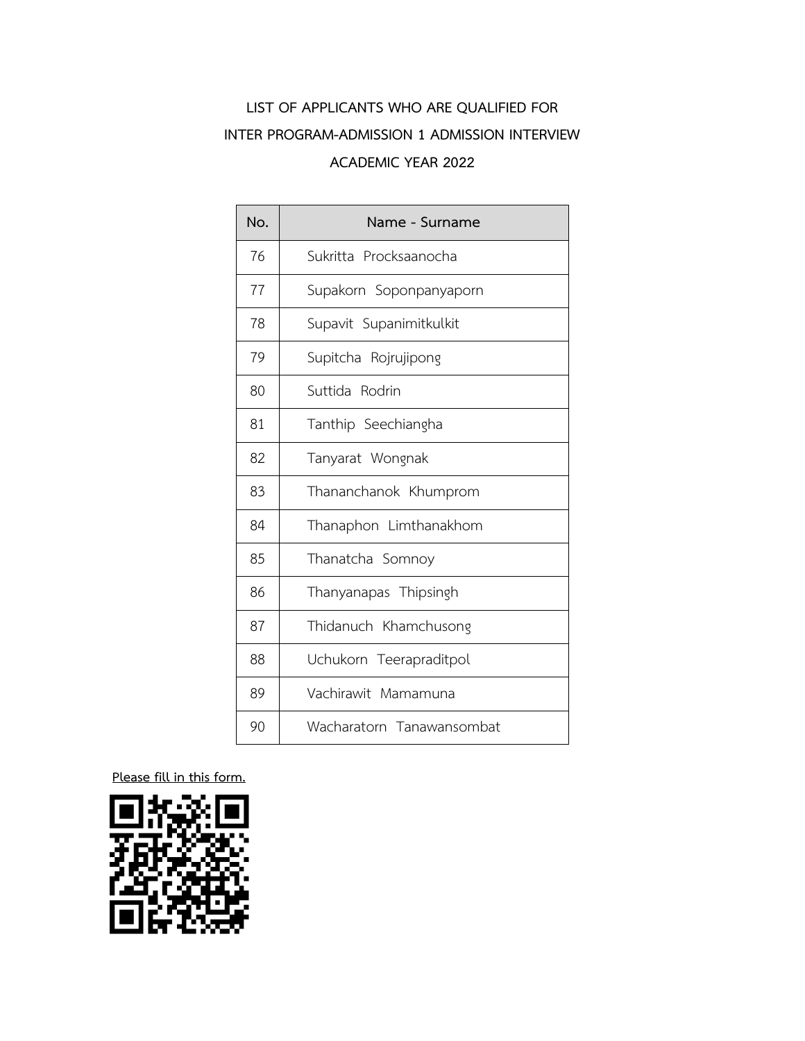**LIST OF APPLICANTS WHO ARE QUALIFIED FOR**

**INTER PROGRAM-ADMISSION 1 ADMISSION INTERVIEW**

**ACADEMIC YEAR 2022**

| No. | Name - Surname |
|---|---|
| 76 | Sukritta Procksaanocha |
| 77 | Supakorn Soponpanyaporn |
| 78 | Supavit Supanimitkulkit |
| 79 | Supitcha Rojrujipong |
| 80 | Suttida Rodrin |
| 81 | Tanthip Seechiangha |
| 82 | Tanyarat Wongnak |
| 83 | Thananchanok Khumprom |
| 84 | Thanaphon Limthanakhom |
| 85 | Thanatcha Somnoy |
| 86 | Thanyanapas Thipsingh |
| 87 | Thidanuch Khamchusong |
| 88 | Uchukorn Teerapraditpol |
| 89 | Vachirawit Mamamuna |
| 90 | Wacharatorn Tanawansombat |

**Please fill in this form.**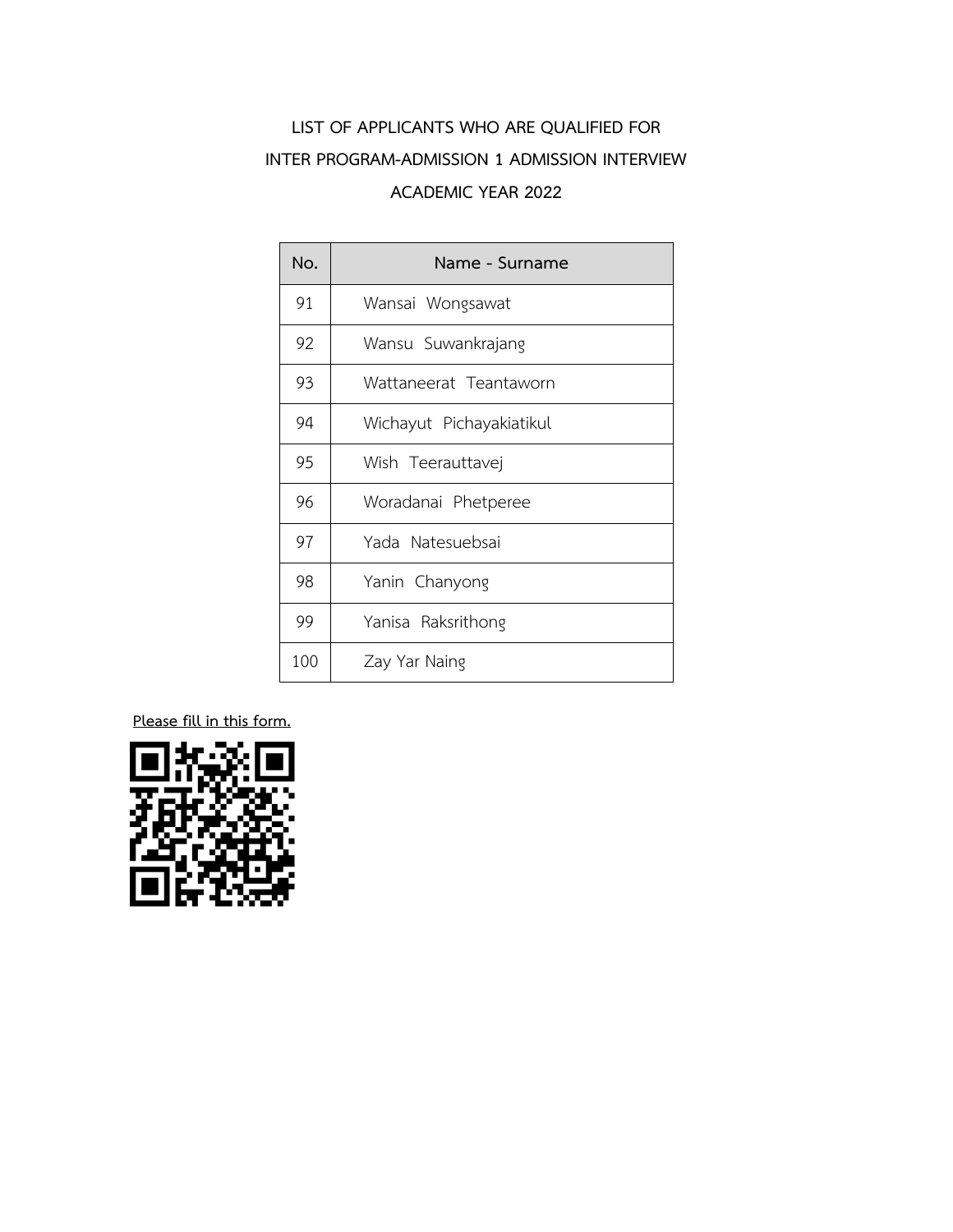LIST OF APPLICANTS WHO ARE QUALIFIED FOR

INTER PROGRAM-ADMISSION 1 ADMISSION INTERVIEW

ACADEMIC YEAR 2022

| No. | Name - Surname |
|---|---|
| 91 | Wansai Wongsawat |
| 92 | Wansu Suwankrajang |
| 93 | Wattaneerat Teantaworn |
| 94 | Wichayut Pichayakiatikul |
| 95 | Wish Teerauttavej |
| 96 | Woradanai Phetperee |
| 97 | Yada Natesuebsai |
| 98 | Yanin Chanyong |
| 99 | Yanisa Raksrithong |
| 100 | Zay Yar Naing |

**Please fill in this form.**